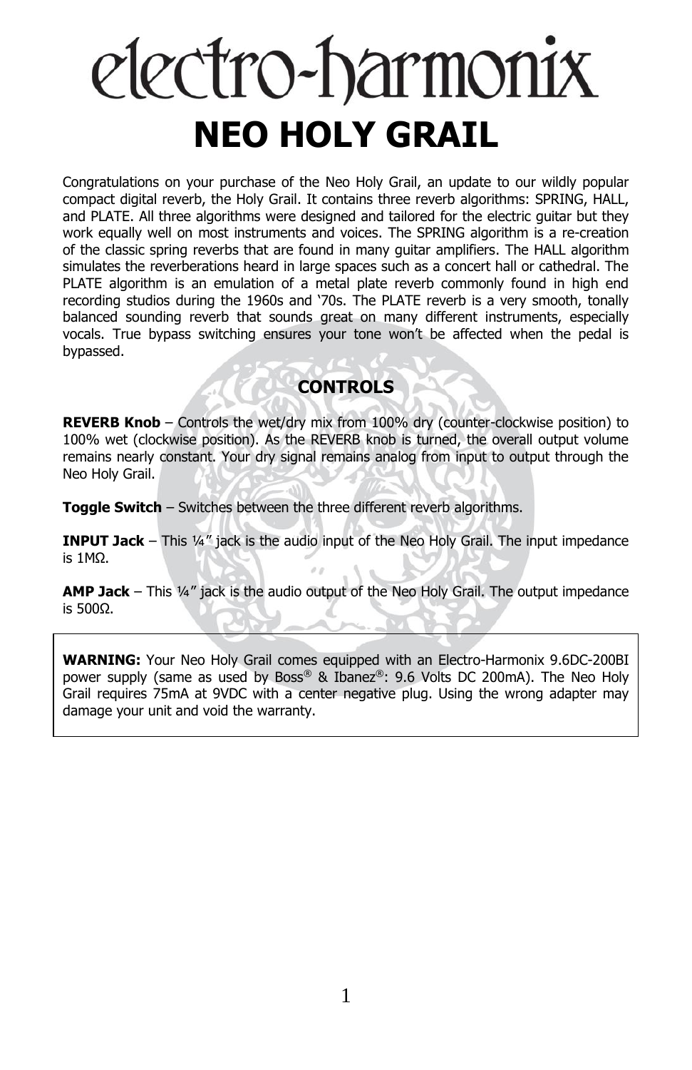# electro-harmonix

# NEO HOLY GRAIL

Congratulations on your purchase of the Neo Holy Grail, an update to our wildly popular compact digital reverb, the Holy Grail. It contains three reverb algorithms: SPRING, HALL, and PLATE. All three algorithms were designed and tailored for the electric guitar but they work equally well on most instruments and voices. The SPRING algorithm is a re-creation of the classic spring reverbs that are found in many guitar amplifiers. The HALL algorithm simulates the reverberations heard in large spaces such as a concert hall or cathedral. The PLATE algorithm is an emulation of a metal plate reverb commonly found in high end recording studios during the 1960s and '70s. The PLATE reverb is a very smooth, tonally balanced sounding reverb that sounds great on many different instruments, especially vocals. True bypass switching ensures your tone won't be affected when the pedal is bypassed.

## CONTROLS

**REVERB Knob** – Controls the wet/dry mix from 100% dry (counter-clockwise position) to 100% wet (clockwise position). As the REVERB knob is turned, the overall output volume remains nearly constant. Your dry signal remains analog from input to output through the Neo Holy Grail.

**Toggle Switch** – Switches between the three different reverb algorithms.

**INPUT Jack** – This ¼" jack is the audio input of the Neo Holy Grail. The input impedance is 1MΩ.

**AMP Jack** – This ¼" jack is the audio output of the Neo Holy Grail. The output impedance is 500Ω.

**WARNING:** Your Neo Holy Grail comes equipped with an Electro-Harmonix 9.6DC-200BI power supply (same as used by Boss® & Ibanez®: 9.6 Volts DC 200mA). The Neo Holy Grail requires 75mA at 9VDC with a center negative plug. Using the wrong adapter may damage your unit and void the warranty.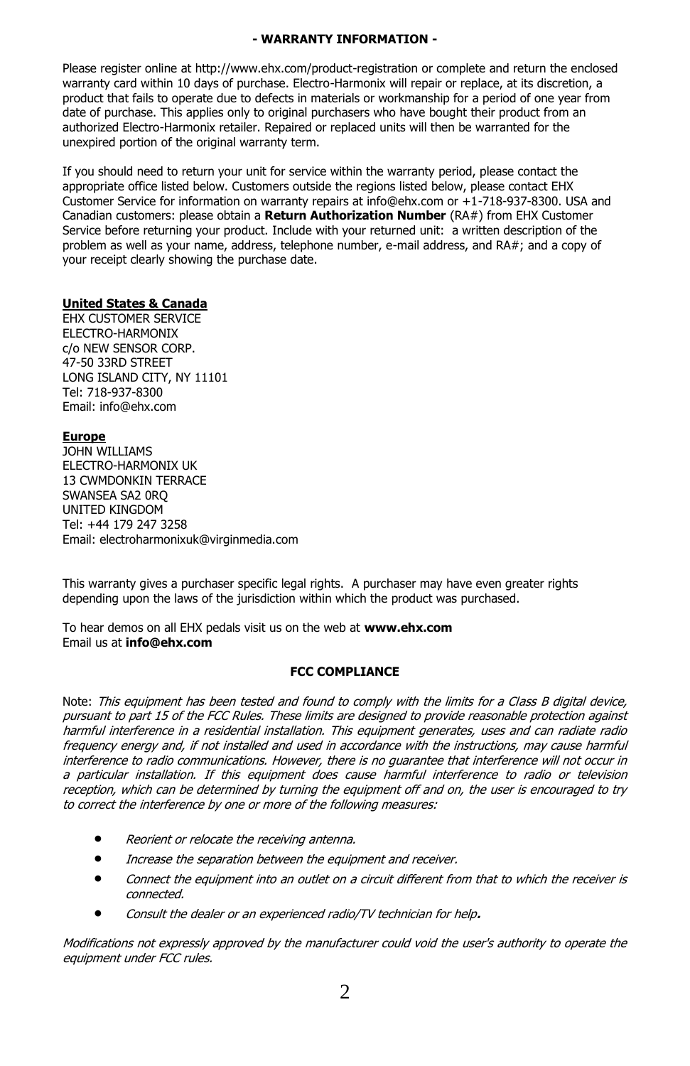## - WARRANTY INFORMATION -

Please register online at http://www.ehx.com/product-registration or complete and return the enclosed warranty card within 10 days of purchase. Electro-Harmonix will repair or replace, at its discretion, a product that fails to operate due to defects in materials or workmanship for a period of one year from date of purchase. This applies only to original purchasers who have bought their product from an authorized Electro-Harmonix retailer. Repaired or replaced units will then be warranted for the unexpired portion of the original warranty term.

If you should need to return your unit for service within the warranty period, please contact the appropriate office listed below. Customers outside the regions listed below, please contact EHX Customer Service for information on warranty repairs at info@ehx.com or +1-718-937-8300. USA and Canadian customers: please obtain a **Return Authorization Number** (RA#) from EHX Customer Service before returning your product. Include with your returned unit: a written description of the problem as well as your name, address, telephone number, e-mail address, and RA#; and a copy of your receipt clearly showing the purchase date.

**United States & Canada**
EHX CUSTOMER SERVICE
ELECTRO-HARMONIX
c/o NEW SENSOR CORP.
47-50 33RD STREET
LONG ISLAND CITY, NY 11101
Tel: 718-937-8300
Email: info@ehx.com

**Europe**
JOHN WILLIAMS
ELECTRO-HARMONIX UK
13 CWMDONKIN TERRACE
SWANSEA SA2 0RQ
UNITED KINGDOM
Tel: +44 179 247 3258
Email: electroharmonixuk@virginmedia.com

This warranty gives a purchaser specific legal rights. A purchaser may have even greater rights depending upon the laws of the jurisdiction within which the product was purchased.

To hear demos on all EHX pedals visit us on the web at **www.ehx.com**
Email us at **info@ehx.com**

## FCC COMPLIANCE

Note: *This equipment has been tested and found to comply with the limits for a Class B digital device, pursuant to part 15 of the FCC Rules. These limits are designed to provide reasonable protection against harmful interference in a residential installation. This equipment generates, uses and can radiate radio frequency energy and, if not installed and used in accordance with the instructions, may cause harmful interference to radio communications. However, there is no guarantee that interference will not occur in a particular installation. If this equipment does cause harmful interference to radio or television reception, which can be determined by turning the equipment off and on, the user is encouraged to try to correct the interference by one or more of the following measures:*

- *Reorient or relocate the receiving antenna.*
- *Increase the separation between the equipment and receiver.*
- *Connect the equipment into an outlet on a circuit different from that to which the receiver is connected.*
- *Consult the dealer or an experienced radio/TV technician for help.*

*Modifications not expressly approved by the manufacturer could void the user's authority to operate the equipment under FCC rules.*